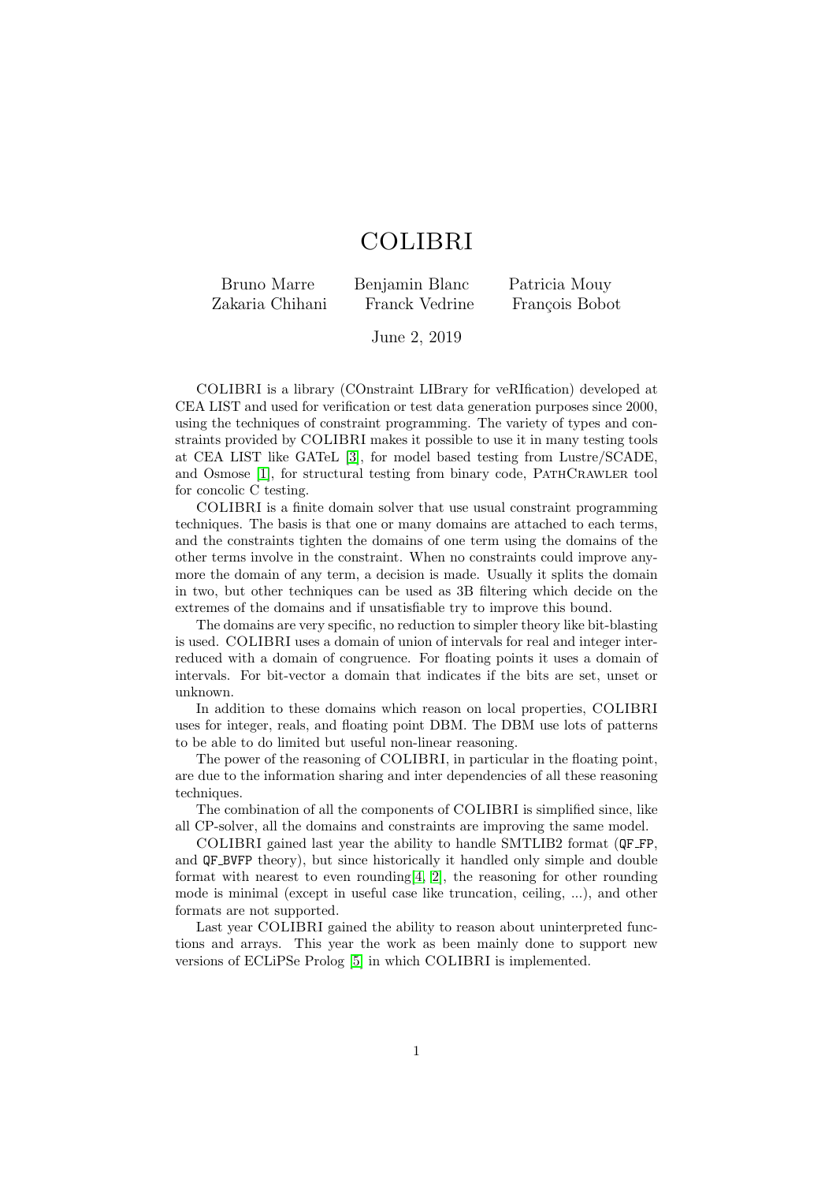# COLIBRI

Bruno Marre   Benjamin Blanc   Patricia Mouy
Zakaria Chihani   Franck Vedrine   François Bobot

June 2, 2019

COLIBRI is a library (COnstraint LIBrary for veRIfication) developed at CEA LIST and used for verification or test data generation purposes since 2000, using the techniques of constraint programming. The variety of types and constraints provided by COLIBRI makes it possible to use it in many testing tools at CEA LIST like GATeL [3], for model based testing from Lustre/SCADE, and Osmose [1], for structural testing from binary code, PathCrawler tool for concolic C testing.

COLIBRI is a finite domain solver that use usual constraint programming techniques. The basis is that one or many domains are attached to each terms, and the constraints tighten the domains of one term using the domains of the other terms involve in the constraint. When no constraints could improve anymore the domain of any term, a decision is made. Usually it splits the domain in two, but other techniques can be used as 3B filtering which decide on the extremes of the domains and if unsatisfiable try to improve this bound.

The domains are very specific, no reduction to simpler theory like bit-blasting is used. COLIBRI uses a domain of union of intervals for real and integer interreduced with a domain of congruence. For floating points it uses a domain of intervals. For bit-vector a domain that indicates if the bits are set, unset or unknown.

In addition to these domains which reason on local properties, COLIBRI uses for integer, reals, and floating point DBM. The DBM use lots of patterns to be able to do limited but useful non-linear reasoning.

The power of the reasoning of COLIBRI, in particular in the floating point, are due to the information sharing and inter dependencies of all these reasoning techniques.

The combination of all the components of COLIBRI is simplified since, like all CP-solver, all the domains and constraints are improving the same model.

COLIBRI gained last year the ability to handle SMTLIB2 format (`QF_FP`, and `QF_BVFP` theory), but since historically it handled only simple and double format with nearest to even rounding[4, 2], the reasoning for other rounding mode is minimal (except in useful case like truncation, ceiling, ...), and other formats are not supported.

Last year COLIBRI gained the ability to reason about uninterpreted functions and arrays. This year the work as been mainly done to support new versions of ECLiPSe Prolog [5] in which COLIBRI is implemented.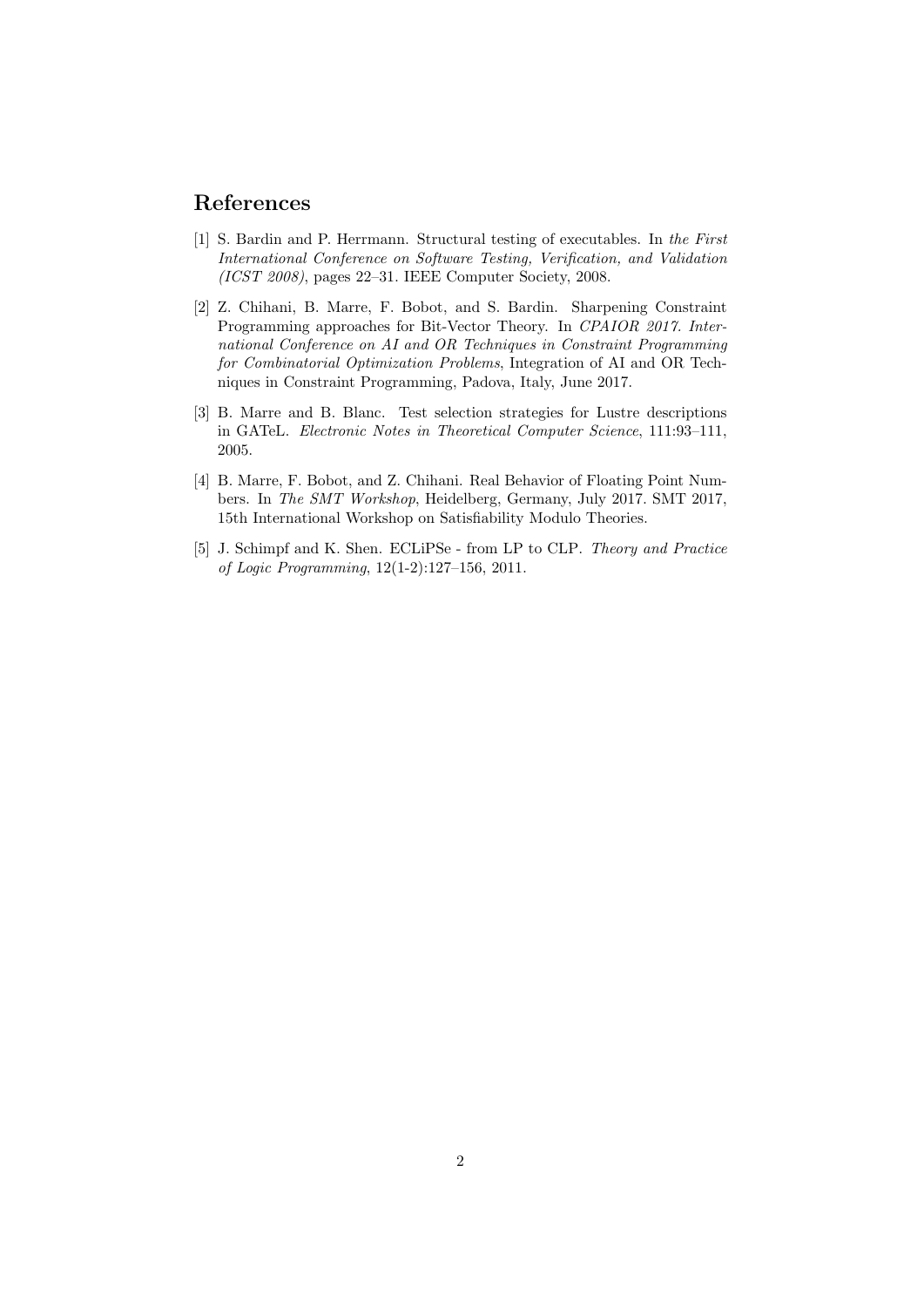## References

[1] S. Bardin and P. Herrmann. Structural testing of executables. In *the First International Conference on Software Testing, Verification, and Validation (ICST 2008)*, pages 22–31. IEEE Computer Society, 2008.

[2] Z. Chihani, B. Marre, F. Bobot, and S. Bardin. Sharpening Constraint Programming approaches for Bit-Vector Theory. In *CPAIOR 2017. International Conference on AI and OR Techniques in Constraint Programming for Combinatorial Optimization Problems*, Integration of AI and OR Techniques in Constraint Programming, Padova, Italy, June 2017.

[3] B. Marre and B. Blanc. Test selection strategies for Lustre descriptions in GATeL. *Electronic Notes in Theoretical Computer Science*, 111:93–111, 2005.

[4] B. Marre, F. Bobot, and Z. Chihani. Real Behavior of Floating Point Numbers. In *The SMT Workshop*, Heidelberg, Germany, July 2017. SMT 2017, 15th International Workshop on Satisfiability Modulo Theories.

[5] J. Schimpf and K. Shen. ECLiPSe - from LP to CLP. *Theory and Practice of Logic Programming*, 12(1-2):127–156, 2011.